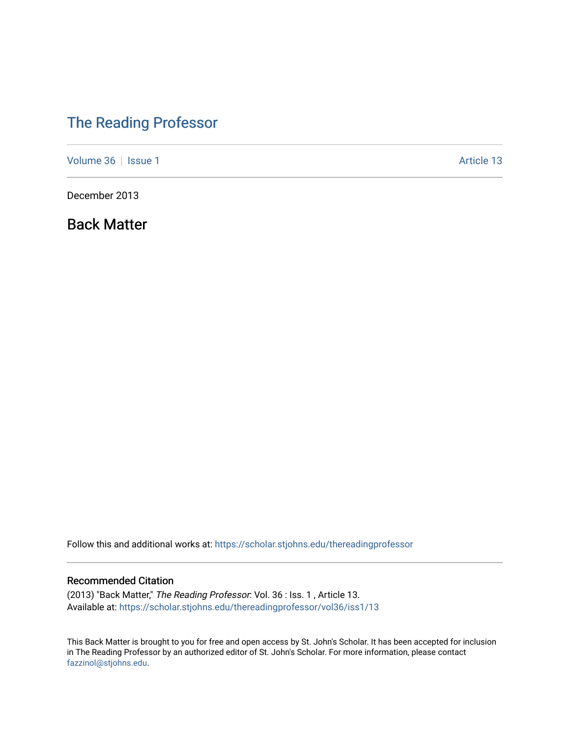# The Reading Professor

Volume 36 | Issue 1 | Article 13

December 2013

## Back Matter

Follow this and additional works at: https://scholar.stjohns.edu/thereadingprofessor

### Recommended Citation

(2013) "Back Matter," *The Reading Professor*: Vol. 36 : Iss. 1 , Article 13.
Available at: https://scholar.stjohns.edu/thereadingprofessor/vol36/iss1/13

This Back Matter is brought to you for free and open access by St. John's Scholar. It has been accepted for inclusion in The Reading Professor by an authorized editor of St. John's Scholar. For more information, please contact fazzinol@stjohns.edu.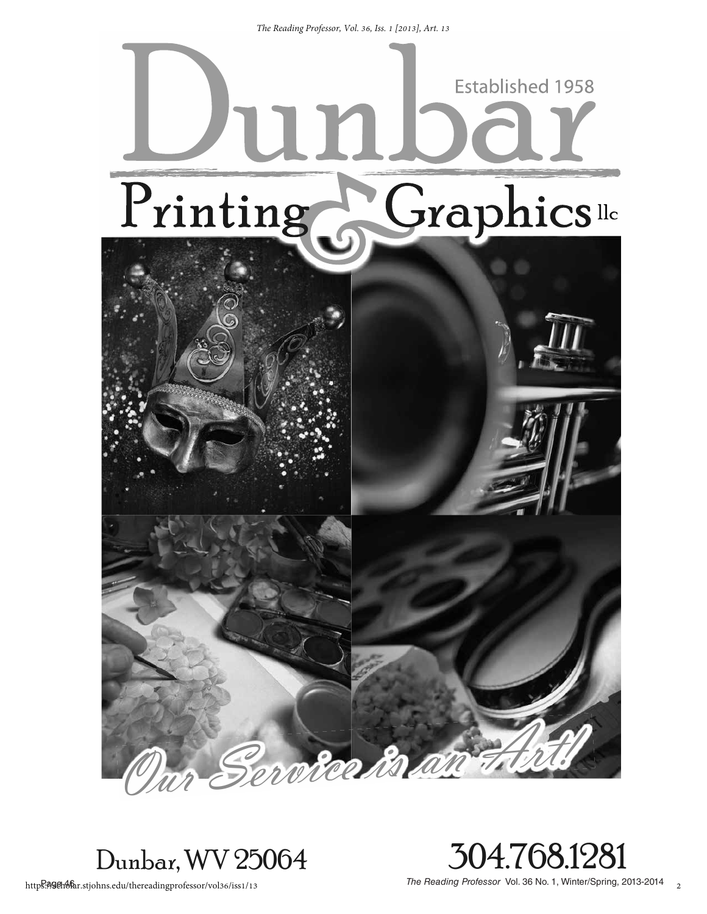# Dunbar

Established 1958

## Printing & Graphics llc

*Our Service is an Art!*

Dunbar, WV 25064

304.768.1281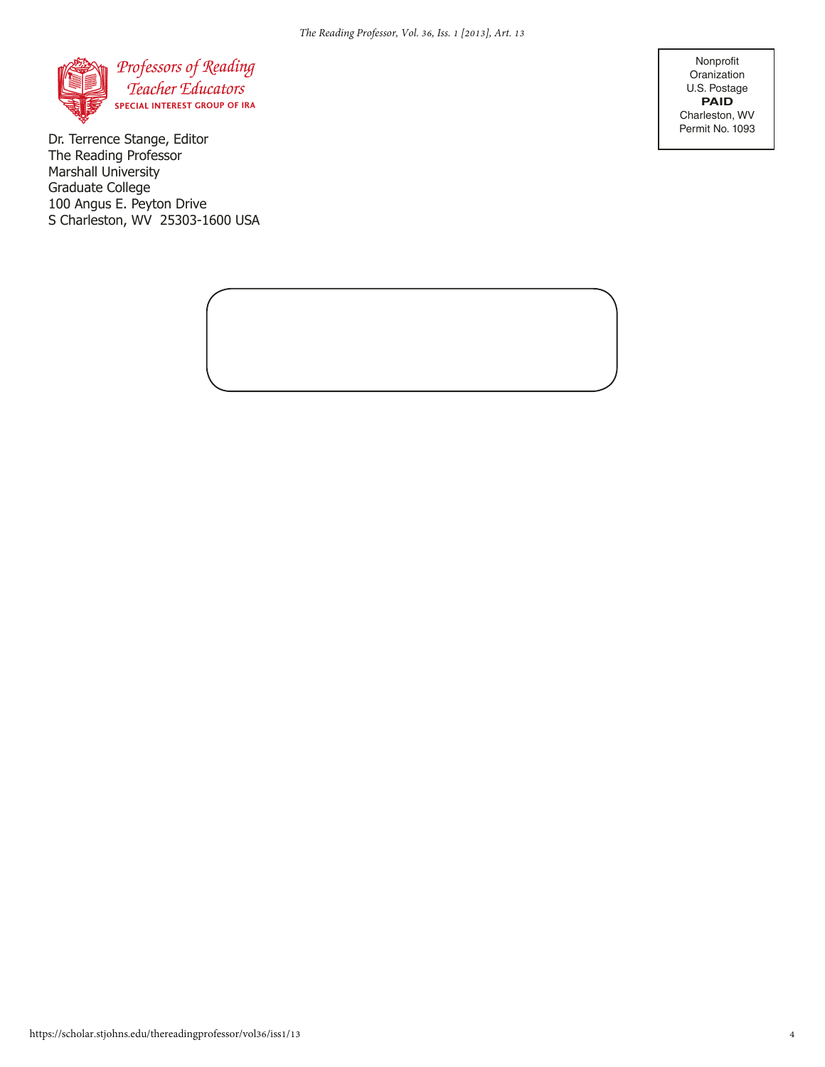Professors of Reading Teacher Educators
SPECIAL INTEREST GROUP OF IRA

Dr. Terrence Stange, Editor
The Reading Professor
Marshall University
Graduate College
100 Angus E. Peyton Drive
S Charleston, WV 25303-1600 USA

Nonprofit
Oranization
U.S. Postage
**PAID**
Charleston, WV
Permit No. 1093